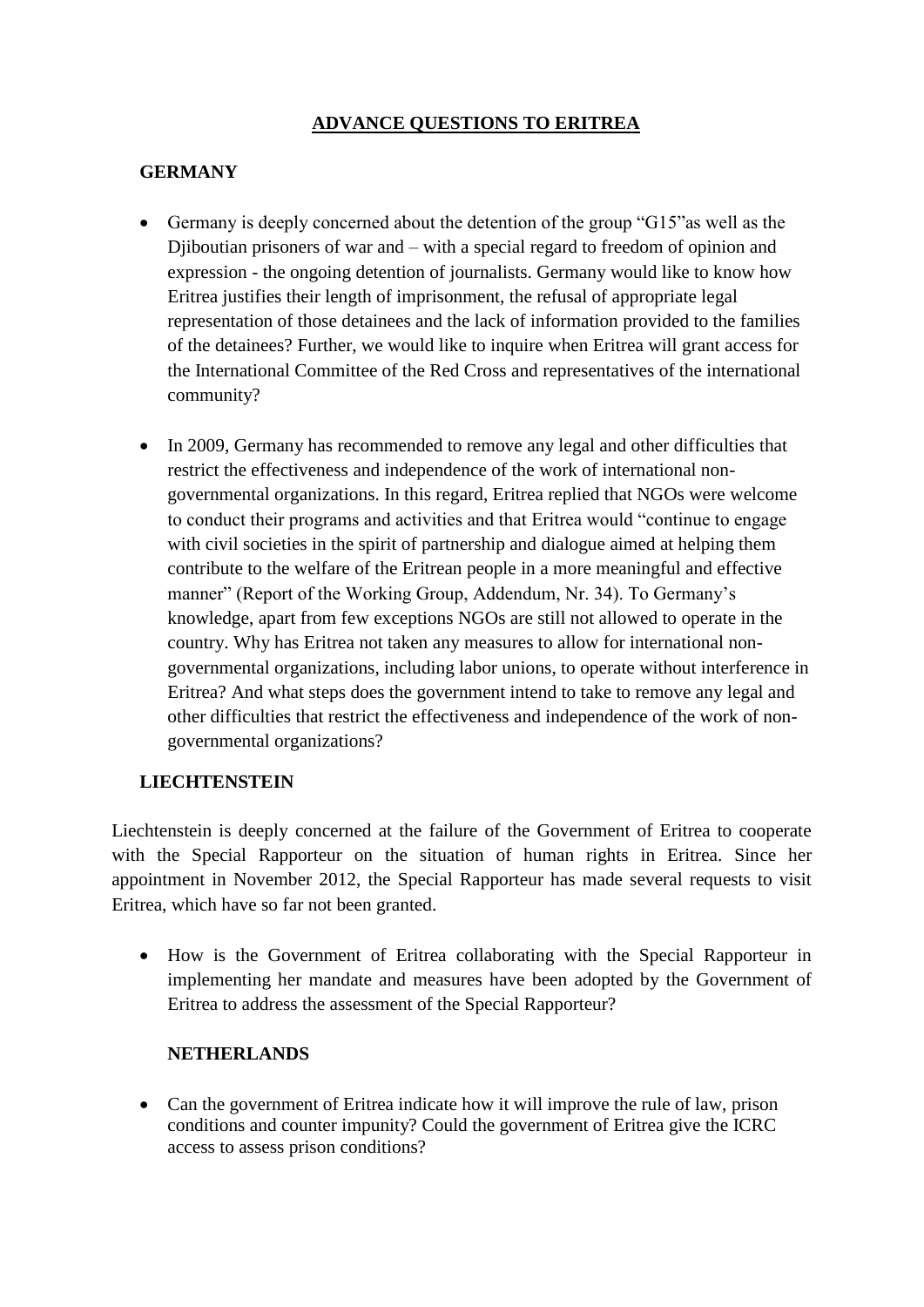# ADVANCE QUESTIONS TO ERITREA

## GERMANY

- Germany is deeply concerned about the detention of the group "G15"as well as the Djiboutian prisoners of war and – with a special regard to freedom of opinion and expression - the ongoing detention of journalists. Germany would like to know how Eritrea justifies their length of imprisonment, the refusal of appropriate legal representation of those detainees and the lack of information provided to the families of the detainees? Further, we would like to inquire when Eritrea will grant access for the International Committee of the Red Cross and representatives of the international community?

- In 2009, Germany has recommended to remove any legal and other difficulties that restrict the effectiveness and independence of the work of international non-governmental organizations. In this regard, Eritrea replied that NGOs were welcome to conduct their programs and activities and that Eritrea would "continue to engage with civil societies in the spirit of partnership and dialogue aimed at helping them contribute to the welfare of the Eritrean people in a more meaningful and effective manner" (Report of the Working Group, Addendum, Nr. 34). To Germany's knowledge, apart from few exceptions NGOs are still not allowed to operate in the country. Why has Eritrea not taken any measures to allow for international non-governmental organizations, including labor unions, to operate without interference in Eritrea? And what steps does the government intend to take to remove any legal and other difficulties that restrict the effectiveness and independence of the work of non-governmental organizations?

## LIECHTENSTEIN

Liechtenstein is deeply concerned at the failure of the Government of Eritrea to cooperate with the Special Rapporteur on the situation of human rights in Eritrea. Since her appointment in November 2012, the Special Rapporteur has made several requests to visit Eritrea, which have so far not been granted.

- How is the Government of Eritrea collaborating with the Special Rapporteur in implementing her mandate and measures have been adopted by the Government of Eritrea to address the assessment of the Special Rapporteur?

## NETHERLANDS

- Can the government of Eritrea indicate how it will improve the rule of law, prison conditions and counter impunity? Could the government of Eritrea give the ICRC access to assess prison conditions?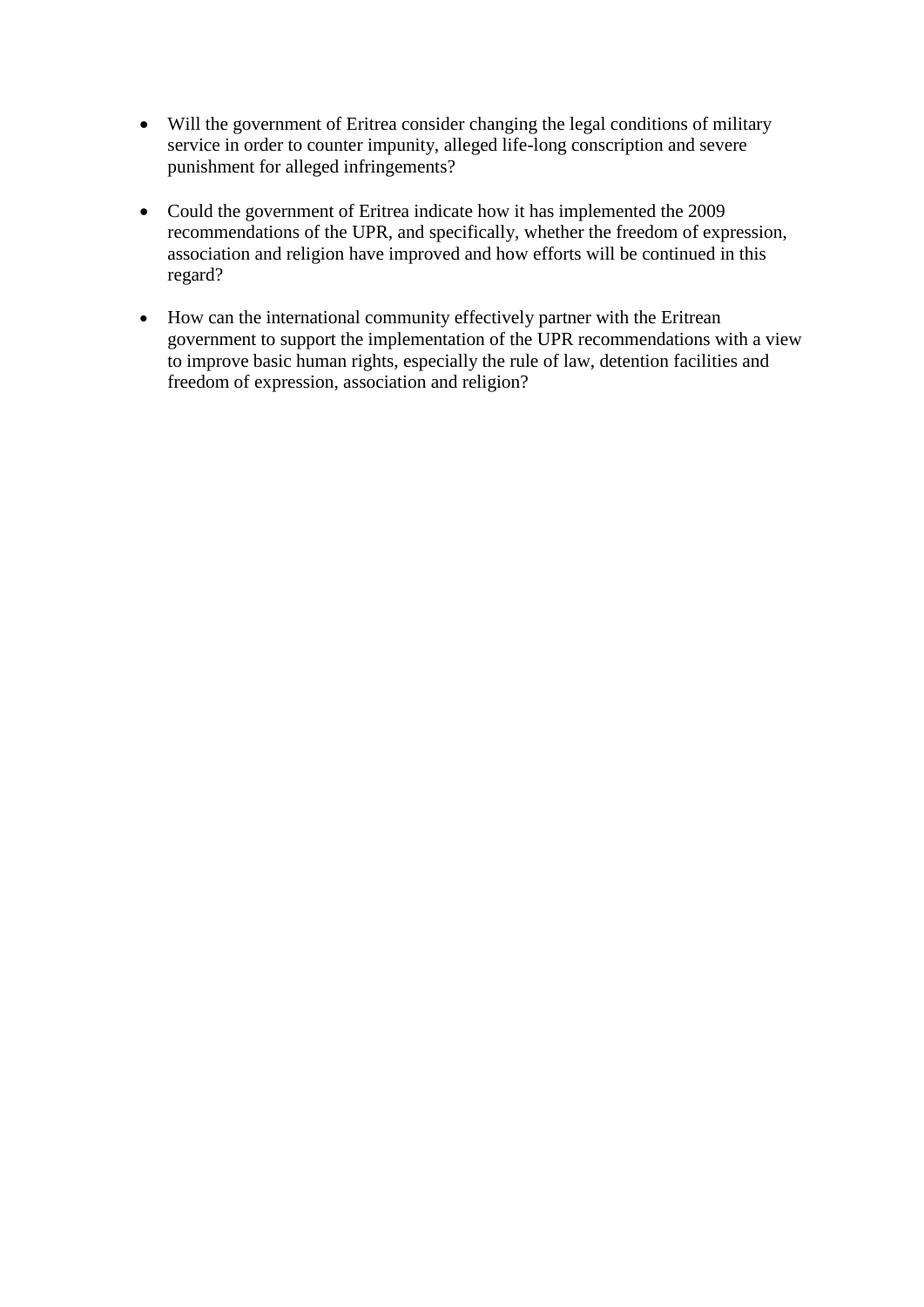- Will the government of Eritrea consider changing the legal conditions of military service in order to counter impunity, alleged life-long conscription and severe punishment for alleged infringements?

- Could the government of Eritrea indicate how it has implemented the 2009 recommendations of the UPR, and specifically, whether the freedom of expression, association and religion have improved and how efforts will be continued in this regard?

- How can the international community effectively partner with the Eritrean government to support the implementation of the UPR recommendations with a view to improve basic human rights, especially the rule of law, detention facilities and freedom of expression, association and religion?